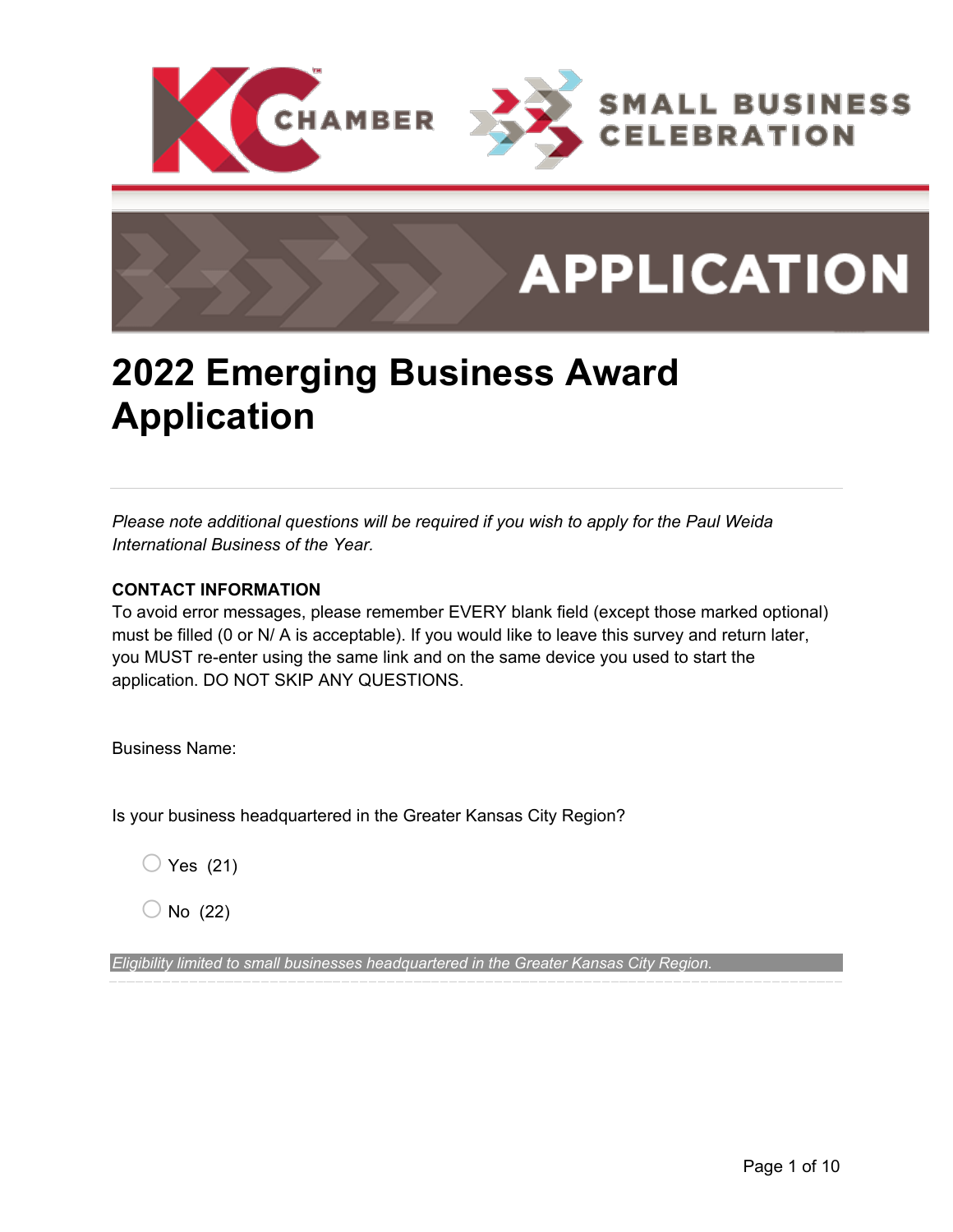KC CHAMBER

SMALL BUSINESS CELEBRATION

APPLICATION

# 2022 Emerging Business Award Application

*Please note additional questions will be required if you wish to apply for the Paul Weida International Business of the Year.*

**CONTACT INFORMATION**

To avoid error messages, please remember EVERY blank field (except those marked optional) must be filled (0 or N/ A is acceptable). If you would like to leave this survey and return later, you MUST re-enter using the same link and on the same device you used to start the application. DO NOT SKIP ANY QUESTIONS.

Business Name:

Is your business headquartered in the Greater Kansas City Region?

- ○ Yes (21)
- ○ No (22)

*Eligibility limited to small businesses headquartered in the Greater Kansas City Region.*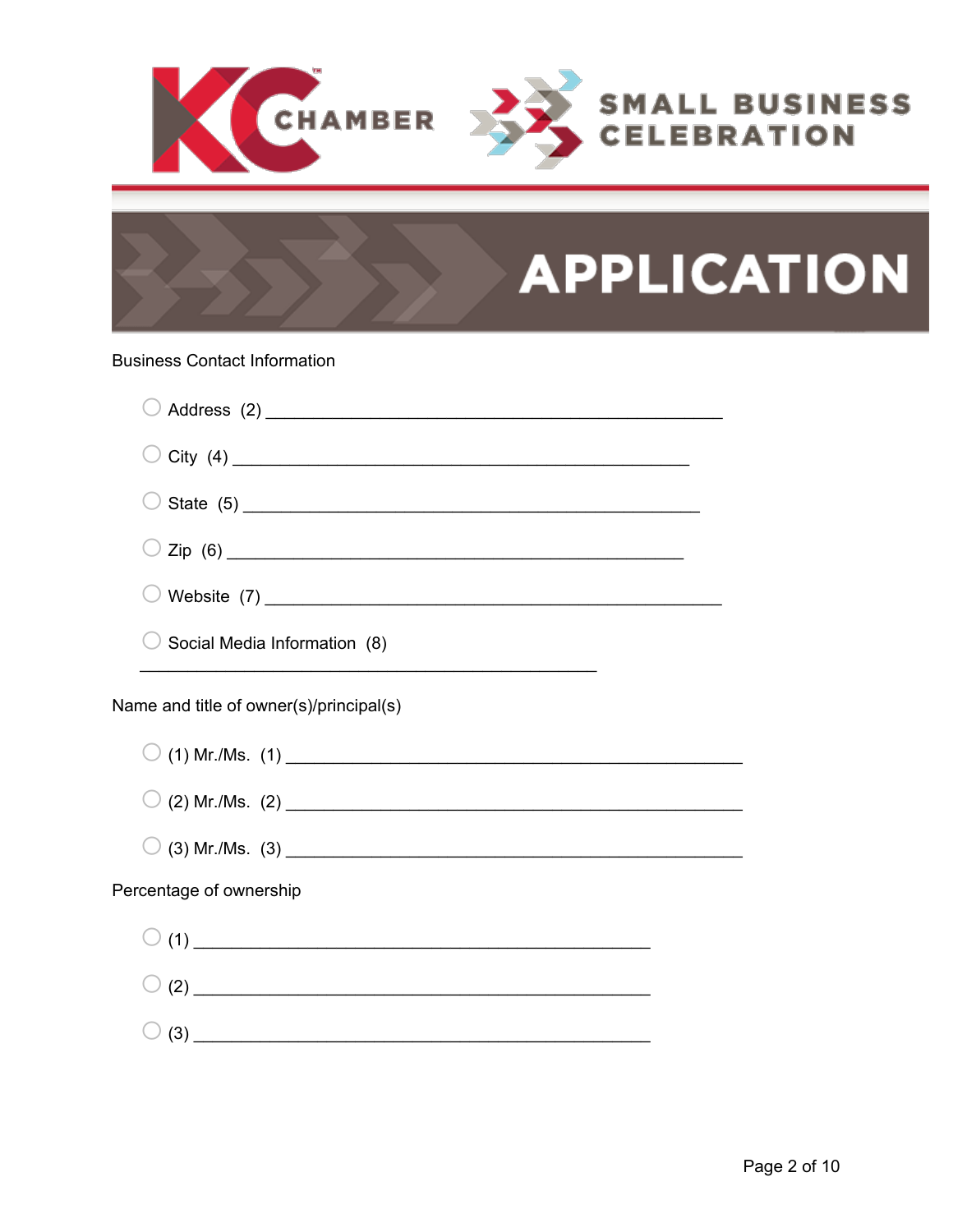KC CHAMBER

SMALL BUSINESS CELEBRATION

# APPLICATION

Business Contact Information

- ◯ Address (2) ____________________________________________
- ◯ City (4) ____________________________________________
- ◯ State (5) ____________________________________________
- ◯ Zip (6) ____________________________________________
- ◯ Website (7) ____________________________________________
- ◯ Social Media Information (8)
  ____________________________________________

Name and title of owner(s)/principal(s)

- ◯ (1) Mr./Ms. (1) ____________________________________________
- ◯ (2) Mr./Ms. (2) ____________________________________________
- ◯ (3) Mr./Ms. (3) ____________________________________________

Percentage of ownership

- ◯ (1) ____________________________________________
- ◯ (2) ____________________________________________
- ◯ (3) ____________________________________________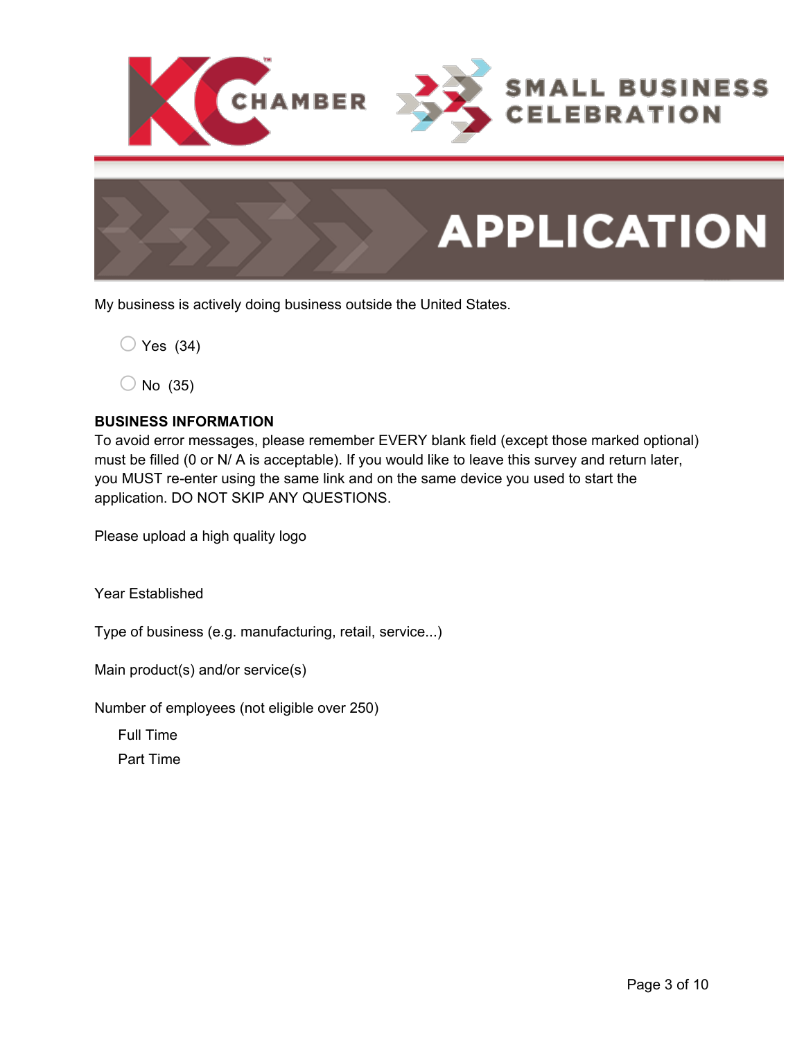My business is actively doing business outside the United States.

- ◯ Yes (34)
- ◯ No (35)

**BUSINESS INFORMATION**

To avoid error messages, please remember EVERY blank field (except those marked optional) must be filled (0 or N/ A is acceptable). If you would like to leave this survey and return later, you MUST re-enter using the same link and on the same device you used to start the application. DO NOT SKIP ANY QUESTIONS.

Please upload a high quality logo

Year Established

Type of business (e.g. manufacturing, retail, service...)

Main product(s) and/or service(s)

Number of employees (not eligible over 250)

- Full Time
- Part Time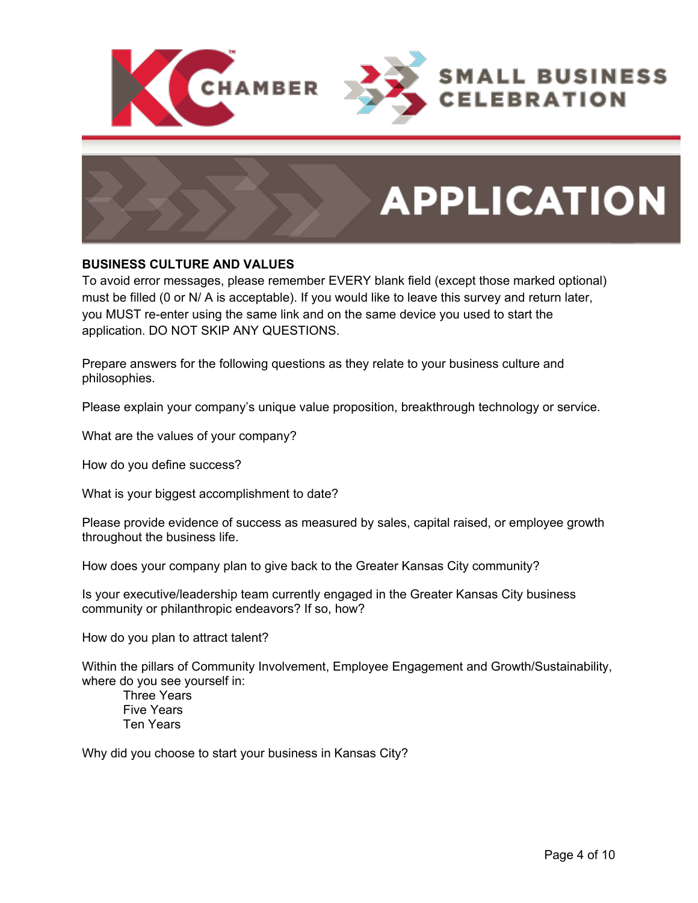# APPLICATION

**BUSINESS CULTURE AND VALUES**

To avoid error messages, please remember EVERY blank field (except those marked optional) must be filled (0 or N/ A is acceptable). If you would like to leave this survey and return later, you MUST re-enter using the same link and on the same device you used to start the application. DO NOT SKIP ANY QUESTIONS.

Prepare answers for the following questions as they relate to your business culture and philosophies.

Please explain your company's unique value proposition, breakthrough technology or service.

What are the values of your company?

How do you define success?

What is your biggest accomplishment to date?

Please provide evidence of success as measured by sales, capital raised, or employee growth throughout the business life.

How does your company plan to give back to the Greater Kansas City community?

Is your executive/leadership team currently engaged in the Greater Kansas City business community or philanthropic endeavors? If so, how?

How do you plan to attract talent?

Within the pillars of Community Involvement, Employee Engagement and Growth/Sustainability, where do you see yourself in:

- Three Years
- Five Years
- Ten Years

Why did you choose to start your business in Kansas City?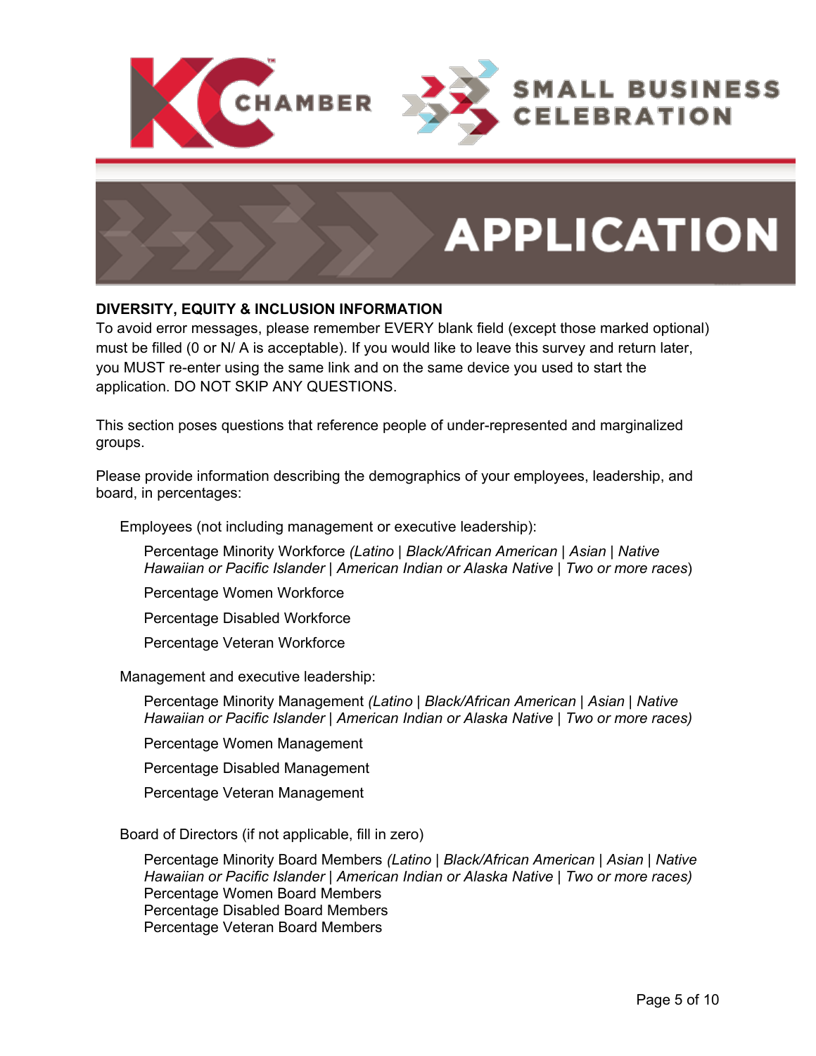# APPLICATION

## DIVERSITY, EQUITY & INCLUSION INFORMATION

To avoid error messages, please remember EVERY blank field (except those marked optional) must be filled (0 or N/ A is acceptable). If you would like to leave this survey and return later, you MUST re-enter using the same link and on the same device you used to start the application. DO NOT SKIP ANY QUESTIONS.

This section poses questions that reference people of under-represented and marginalized groups.

Please provide information describing the demographics of your employees, leadership, and board, in percentages:

Employees (not including management or executive leadership):

- Percentage Minority Workforce *(Latino | Black/African American | Asian | Native Hawaiian or Pacific Islander | American Indian or Alaska Native | Two or more races*)
- Percentage Women Workforce
- Percentage Disabled Workforce
- Percentage Veteran Workforce

Management and executive leadership:

- Percentage Minority Management *(Latino | Black/African American | Asian | Native Hawaiian or Pacific Islander | American Indian or Alaska Native | Two or more races)*
- Percentage Women Management
- Percentage Disabled Management
- Percentage Veteran Management

Board of Directors (if not applicable, fill in zero)

- Percentage Minority Board Members *(Latino | Black/African American | Asian | Native Hawaiian or Pacific Islander | American Indian or Alaska Native | Two or more races)*
- Percentage Women Board Members
- Percentage Disabled Board Members
- Percentage Veteran Board Members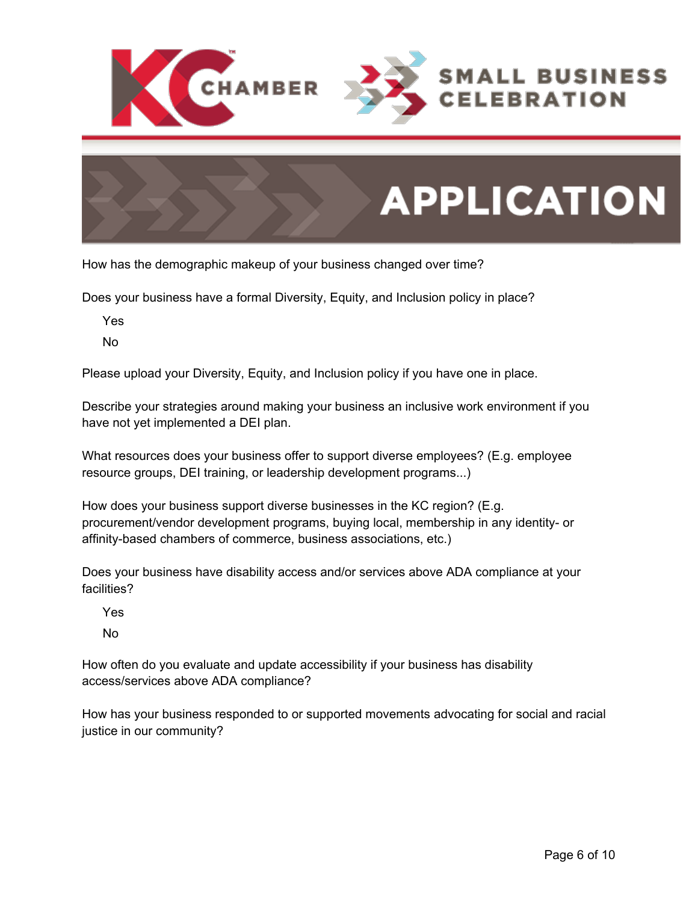KC CHAMBER SMALL BUSINESS CELEBRATION

# APPLICATION

How has the demographic makeup of your business changed over time?

Does your business have a formal Diversity, Equity, and Inclusion policy in place?

- Yes
- No

Please upload your Diversity, Equity, and Inclusion policy if you have one in place.

Describe your strategies around making your business an inclusive work environment if you have not yet implemented a DEI plan.

What resources does your business offer to support diverse employees? (E.g. employee resource groups, DEI training, or leadership development programs...)

How does your business support diverse businesses in the KC region? (E.g. procurement/vendor development programs, buying local, membership in any identity- or affinity-based chambers of commerce, business associations, etc.)

Does your business have disability access and/or services above ADA compliance at your facilities?

- Yes
- No

How often do you evaluate and update accessibility if your business has disability access/services above ADA compliance?

How has your business responded to or supported movements advocating for social and racial justice in our community?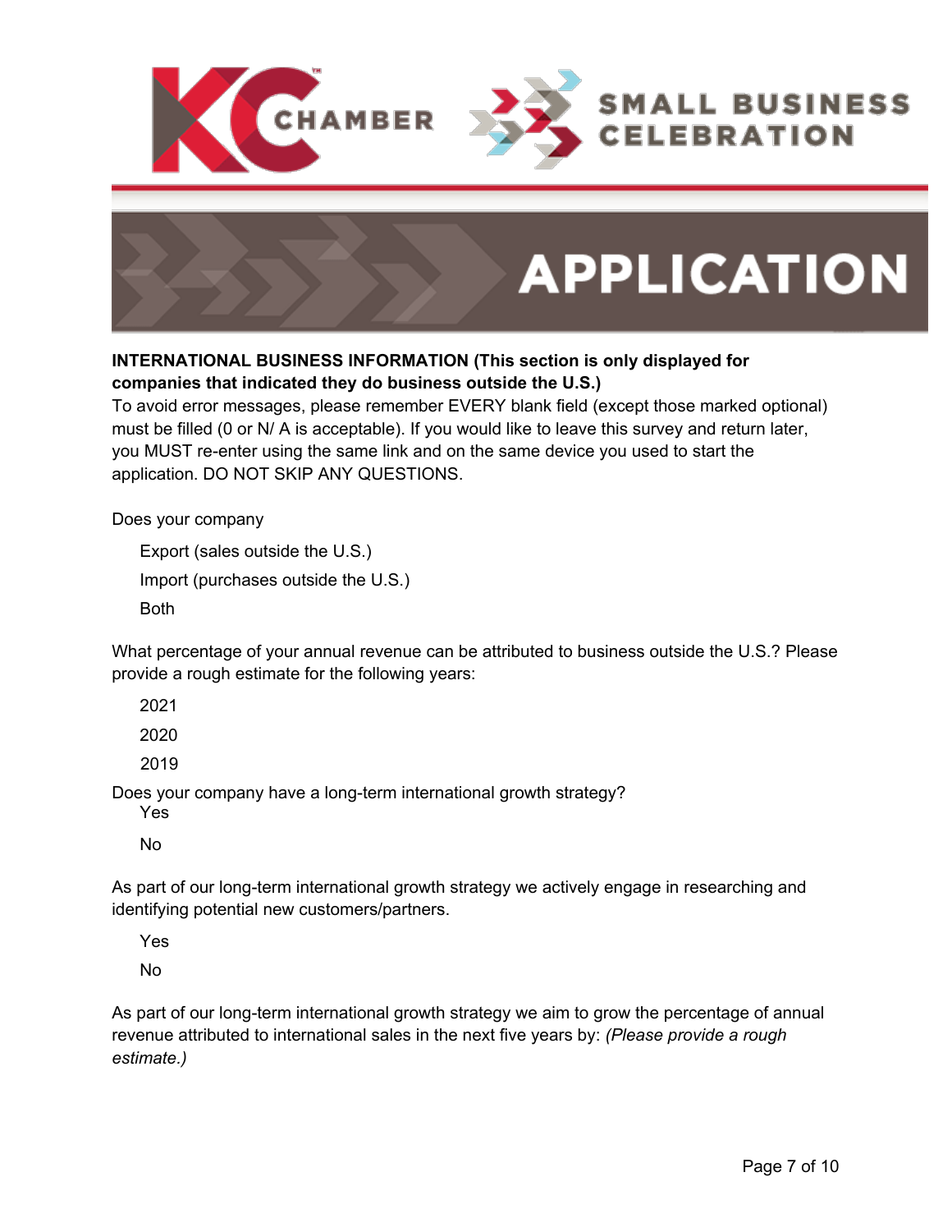# APPLICATION

**INTERNATIONAL BUSINESS INFORMATION (This section is only displayed for companies that indicated they do business outside the U.S.)**

To avoid error messages, please remember EVERY blank field (except those marked optional) must be filled (0 or N/ A is acceptable). If you would like to leave this survey and return later, you MUST re-enter using the same link and on the same device you used to start the application. DO NOT SKIP ANY QUESTIONS.

Does your company

- Export (sales outside the U.S.)
- Import (purchases outside the U.S.)
- Both

What percentage of your annual revenue can be attributed to business outside the U.S.? Please provide a rough estimate for the following years:

- 2021
- 2020
- 2019

Does your company have a long-term international growth strategy?

- Yes
- No

As part of our long-term international growth strategy we actively engage in researching and identifying potential new customers/partners.

- Yes
- No

As part of our long-term international growth strategy we aim to grow the percentage of annual revenue attributed to international sales in the next five years by: *(Please provide a rough estimate.)*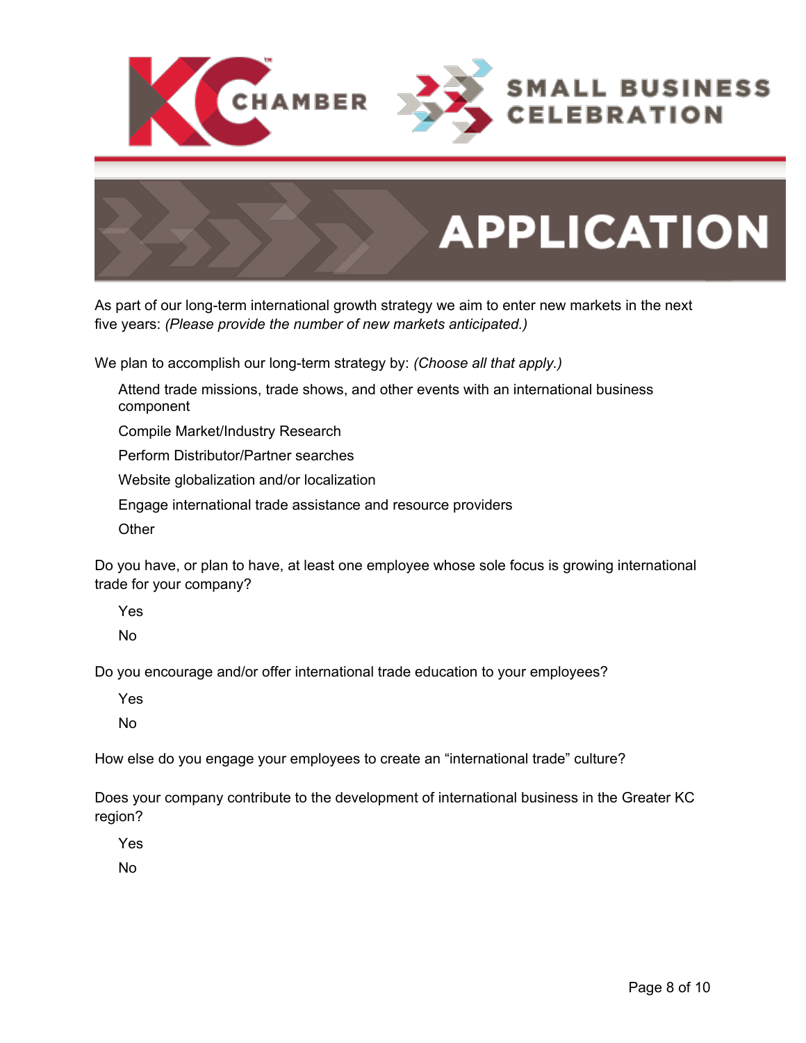As part of our long-term international growth strategy we aim to enter new markets in the next five years: *(Please provide the number of new markets anticipated.)*

We plan to accomplish our long-term strategy by: *(Choose all that apply.)*

- Attend trade missions, trade shows, and other events with an international business component
- Compile Market/Industry Research
- Perform Distributor/Partner searches
- Website globalization and/or localization
- Engage international trade assistance and resource providers
- Other

Do you have, or plan to have, at least one employee whose sole focus is growing international trade for your company?

- Yes
- No

Do you encourage and/or offer international trade education to your employees?

- Yes
- No

How else do you engage your employees to create an “international trade” culture?

Does your company contribute to the development of international business in the Greater KC region?

- Yes
- No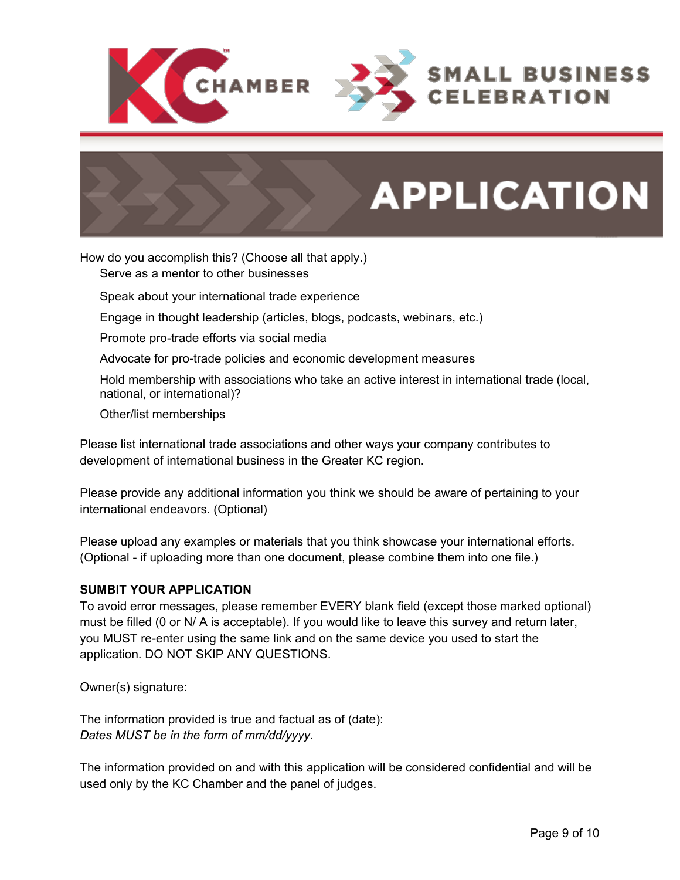How do you accomplish this? (Choose all that apply.)

- Serve as a mentor to other businesses
- Speak about your international trade experience
- Engage in thought leadership (articles, blogs, podcasts, webinars, etc.)
- Promote pro-trade efforts via social media
- Advocate for pro-trade policies and economic development measures
- Hold membership with associations who take an active interest in international trade (local, national, or international)?
- Other/list memberships

Please list international trade associations and other ways your company contributes to development of international business in the Greater KC region.

Please provide any additional information you think we should be aware of pertaining to your international endeavors. (Optional)

Please upload any examples or materials that you think showcase your international efforts. (Optional - if uploading more than one document, please combine them into one file.)

**SUMBIT YOUR APPLICATION**

To avoid error messages, please remember EVERY blank field (except those marked optional) must be filled (0 or N/ A is acceptable). If you would like to leave this survey and return later, you MUST re-enter using the same link and on the same device you used to start the application. DO NOT SKIP ANY QUESTIONS.

Owner(s) signature:

The information provided is true and factual as of (date):
*Dates MUST be in the form of mm/dd/yyyy.*

The information provided on and with this application will be considered confidential and will be used only by the KC Chamber and the panel of judges.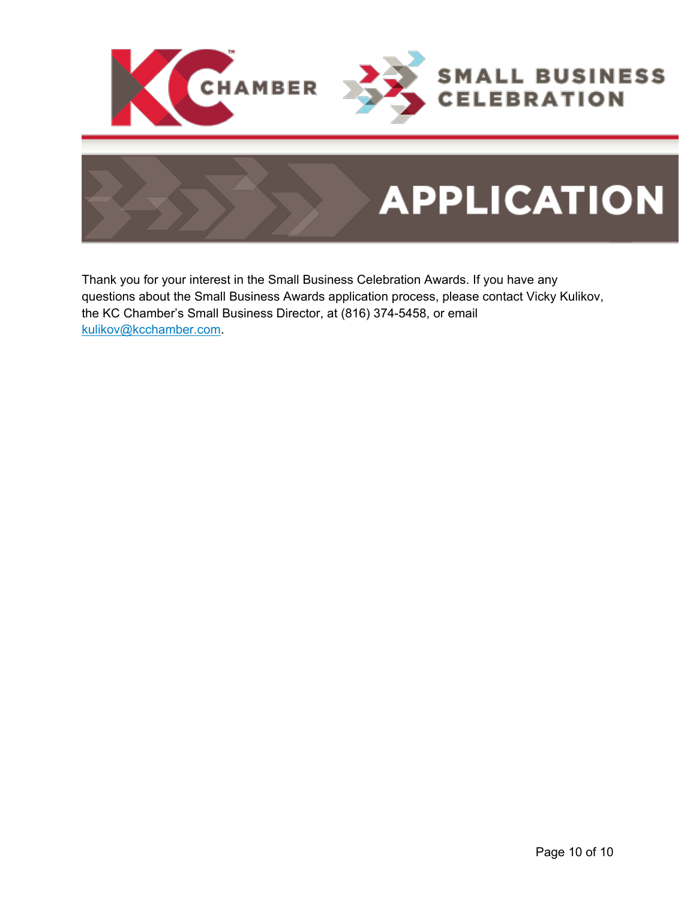KC CHAMBER

SMALL BUSINESS CELEBRATION

# APPLICATION

Thank you for your interest in the Small Business Celebration Awards. If you have any questions about the Small Business Awards application process, please contact Vicky Kulikov, the KC Chamber's Small Business Director, at (816) 374-5458, or email kulikov@kcchamber.com.